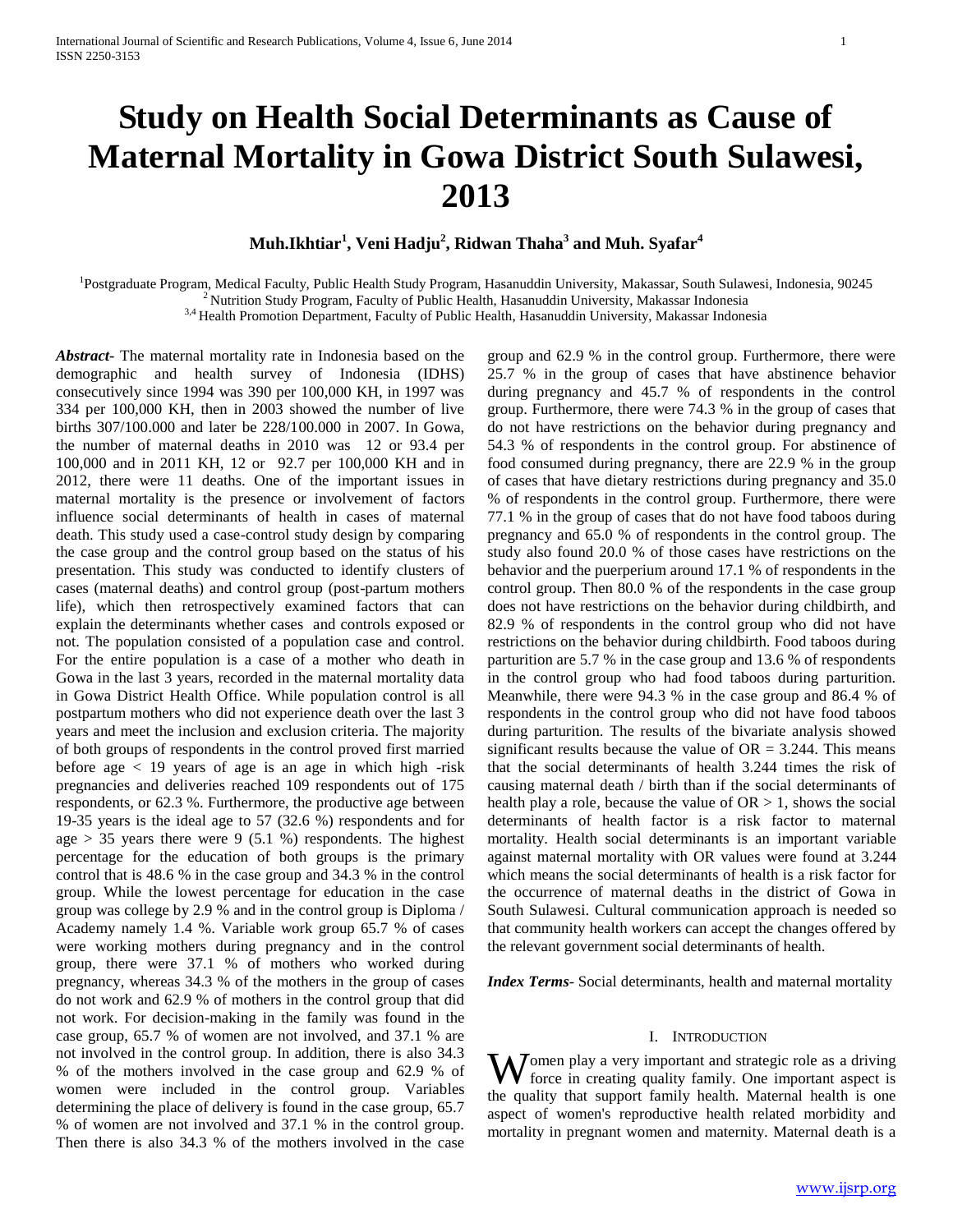# Study on Health Social Determinants as Cause of Maternal Mortality in Gowa District South Sulawesi, 2013

**Muh.Ikhtiar[1], Veni Hadju[2], Ridwan Thaha[3] and Muh. Syafar[4]**

[1]Postgraduate Program, Medical Faculty, Public Health Study Program, Hasanuddin University, Makassar, South Sulawesi, Indonesia, 90245
[2] Nutrition Study Program, Faculty of Public Health, Hasanuddin University, Makassar Indonesia
[3,4] Health Promotion Department, Faculty of Public Health, Hasanuddin University, Makassar Indonesia

***Abstract-*** The maternal mortality rate in Indonesia based on the demographic and health survey of Indonesia (IDHS) consecutively since 1994 was 390 per 100,000 KH, in 1997 was 334 per 100,000 KH, then in 2003 showed the number of live births 307/100.000 and later be 228/100.000 in 2007. In Gowa, the number of maternal deaths in 2010 was 12 or 93.4 per 100,000 and in 2011 KH, 12 or 92.7 per 100,000 KH and in 2012, there were 11 deaths. One of the important issues in maternal mortality is the presence or involvement of factors influence social determinants of health in cases of maternal death. This study used a case-control study design by comparing the case group and the control group based on the status of his presentation. This study was conducted to identify clusters of cases (maternal deaths) and control group (post-partum mothers life), which then retrospectively examined factors that can explain the determinants whether cases and controls exposed or not. The population consisted of a population case and control. For the entire population is a case of a mother who death in Gowa in the last 3 years, recorded in the maternal mortality data in Gowa District Health Office. While population control is all postpartum mothers who did not experience death over the last 3 years and meet the inclusion and exclusion criteria. The majority of both groups of respondents in the control proved first married before age < 19 years of age is an age in which high -risk pregnancies and deliveries reached 109 respondents out of 175 respondents, or 62.3 %. Furthermore, the productive age between 19-35 years is the ideal age to 57 (32.6 %) respondents and for age > 35 years there were 9 (5.1 %) respondents. The highest percentage for the education of both groups is the primary control that is 48.6 % in the case group and 34.3 % in the control group. While the lowest percentage for education in the case group was college by 2.9 % and in the control group is Diploma / Academy namely 1.4 %. Variable work group 65.7 % of cases were working mothers during pregnancy and in the control group, there were 37.1 % of mothers who worked during pregnancy, whereas 34.3 % of the mothers in the group of cases do not work and 62.9 % of mothers in the control group that did not work. For decision-making in the family was found in the case group, 65.7 % of women are not involved, and 37.1 % are not involved in the control group. In addition, there is also 34.3 % of the mothers involved in the case group and 62.9 % of women were included in the control group. Variables determining the place of delivery is found in the case group, 65.7 % of women are not involved and 37.1 % in the control group. Then there is also 34.3 % of the mothers involved in the case group and 62.9 % in the control group. Furthermore, there were 25.7 % in the group of cases that have abstinence behavior during pregnancy and 45.7 % of respondents in the control group. Furthermore, there were 74.3 % in the group of cases that do not have restrictions on the behavior during pregnancy and 54.3 % of respondents in the control group. For abstinence of food consumed during pregnancy, there are 22.9 % in the group of cases that have dietary restrictions during pregnancy and 35.0 % of respondents in the control group. Furthermore, there were 77.1 % in the group of cases that do not have food taboos during pregnancy and 65.0 % of respondents in the control group. The study also found 20.0 % of those cases have restrictions on the behavior and the puerperium around 17.1 % of respondents in the control group. Then 80.0 % of the respondents in the case group does not have restrictions on the behavior during childbirth, and 82.9 % of respondents in the control group who did not have restrictions on the behavior during childbirth. Food taboos during parturition are 5.7 % in the case group and 13.6 % of respondents in the control group who had food taboos during parturition. Meanwhile, there were 94.3 % in the case group and 86.4 % of respondents in the control group who did not have food taboos during parturition. The results of the bivariate analysis showed significant results because the value of OR = 3.244. This means that the social determinants of health 3.244 times the risk of causing maternal death / birth than if the social determinants of health play a role, because the value of OR > 1, shows the social determinants of health factor is a risk factor to maternal mortality. Health social determinants is an important variable against maternal mortality with OR values were found at 3.244 which means the social determinants of health is a risk factor for the occurrence of maternal deaths in the district of Gowa in South Sulawesi. Cultural communication approach is needed so that community health workers can accept the changes offered by the relevant government social determinants of health.

***Index Terms-*** Social determinants, health and maternal mortality

## I. INTRODUCTION

Women play a very important and strategic role as a driving force in creating quality family. One important aspect is the quality that support family health. Maternal health is one aspect of women's reproductive health related morbidity and mortality in pregnant women and maternity. Maternal death is a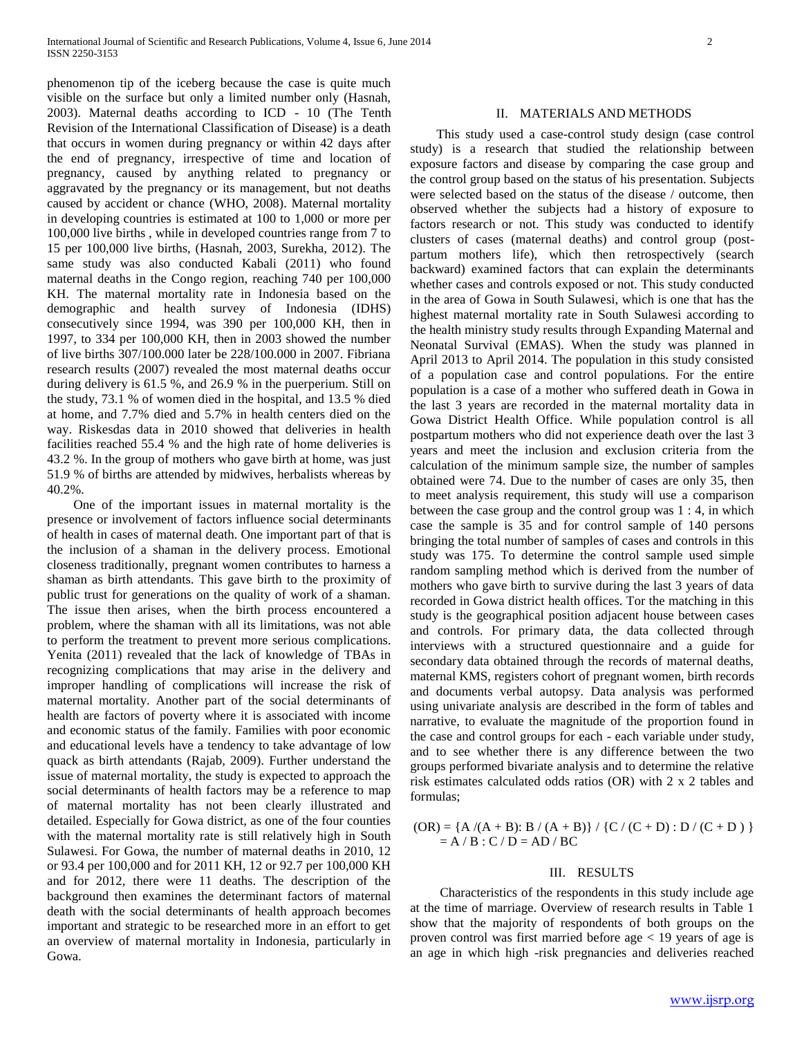phenomenon tip of the iceberg because the case is quite much visible on the surface but only a limited number only (Hasnah, 2003). Maternal deaths according to ICD - 10 (The Tenth Revision of the International Classification of Disease) is a death that occurs in women during pregnancy or within 42 days after the end of pregnancy, irrespective of time and location of pregnancy, caused by anything related to pregnancy or aggravated by the pregnancy or its management, but not deaths caused by accident or chance (WHO, 2008). Maternal mortality in developing countries is estimated at 100 to 1,000 or more per 100,000 live births , while in developed countries range from 7 to 15 per 100,000 live births, (Hasnah, 2003, Surekha, 2012). The same study was also conducted Kabali (2011) who found maternal deaths in the Congo region, reaching 740 per 100,000 KH. The maternal mortality rate in Indonesia based on the demographic and health survey of Indonesia (IDHS) consecutively since 1994, was 390 per 100,000 KH, then in 1997, to 334 per 100,000 KH, then in 2003 showed the number of live births 307/100.000 later be 228/100.000 in 2007. Fibriana research results (2007) revealed the most maternal deaths occur during delivery is 61.5 %, and 26.9 % in the puerperium. Still on the study, 73.1 % of women died in the hospital, and 13.5 % died at home, and 7.7% died and 5.7% in health centers died on the way. Riskesdas data in 2010 showed that deliveries in health facilities reached 55.4 % and the high rate of home deliveries is 43.2 %. In the group of mothers who gave birth at home, was just 51.9 % of births are attended by midwives, herbalists whereas by 40.2%.

One of the important issues in maternal mortality is the presence or involvement of factors influence social determinants of health in cases of maternal death. One important part of that is the inclusion of a shaman in the delivery process. Emotional closeness traditionally, pregnant women contributes to harness a shaman as birth attendants. This gave birth to the proximity of public trust for generations on the quality of work of a shaman. The issue then arises, when the birth process encountered a problem, where the shaman with all its limitations, was not able to perform the treatment to prevent more serious complications. Yenita (2011) revealed that the lack of knowledge of TBAs in recognizing complications that may arise in the delivery and improper handling of complications will increase the risk of maternal mortality. Another part of the social determinants of health are factors of poverty where it is associated with income and economic status of the family. Families with poor economic and educational levels have a tendency to take advantage of low quack as birth attendants (Rajab, 2009). Further understand the issue of maternal mortality, the study is expected to approach the social determinants of health factors may be a reference to map of maternal mortality has not been clearly illustrated and detailed. Especially for Gowa district, as one of the four counties with the maternal mortality rate is still relatively high in South Sulawesi. For Gowa, the number of maternal deaths in 2010, 12 or 93.4 per 100,000 and for 2011 KH, 12 or 92.7 per 100,000 KH and for 2012, there were 11 deaths. The description of the background then examines the determinant factors of maternal death with the social determinants of health approach becomes important and strategic to be researched more in an effort to get an overview of maternal mortality in Indonesia, particularly in Gowa.

## II. MATERIALS AND METHODS

This study used a case-control study design (case control study) is a research that studied the relationship between exposure factors and disease by comparing the case group and the control group based on the status of his presentation. Subjects were selected based on the status of the disease / outcome, then observed whether the subjects had a history of exposure to factors research or not. This study was conducted to identify clusters of cases (maternal deaths) and control group (post-partum mothers life), which then retrospectively (search backward) examined factors that can explain the determinants whether cases and controls exposed or not. This study conducted in the area of Gowa in South Sulawesi, which is one that has the highest maternal mortality rate in South Sulawesi according to the health ministry study results through Expanding Maternal and Neonatal Survival (EMAS). When the study was planned in April 2013 to April 2014. The population in this study consisted of a population case and control populations. For the entire population is a case of a mother who suffered death in Gowa in the last 3 years are recorded in the maternal mortality data in Gowa District Health Office. While population control is all postpartum mothers who did not experience death over the last 3 years and meet the inclusion and exclusion criteria from the calculation of the minimum sample size, the number of samples obtained were 74. Due to the number of cases are only 35, then to meet analysis requirement, this study will use a comparison between the case group and the control group was 1 : 4, in which case the sample is 35 and for control sample of 140 persons bringing the total number of samples of cases and controls in this study was 175. To determine the control sample used simple random sampling method which is derived from the number of mothers who gave birth to survive during the last 3 years of data recorded in Gowa district health offices. Tor the matching in this study is the geographical position adjacent house between cases and controls. For primary data, the data collected through interviews with a structured questionnaire and a guide for secondary data obtained through the records of maternal deaths, maternal KMS, registers cohort of pregnant women, birth records and documents verbal autopsy. Data analysis was performed using univariate analysis are described in the form of tables and narrative, to evaluate the magnitude of the proportion found in the case and control groups for each - each variable under study, and to see whether there is any difference between the two groups performed bivariate analysis and to determine the relative risk estimates calculated odds ratios (OR) with 2 x 2 tables and formulas;

$$(OR) = \{A / (A + B) : B / (A + B)\} / \{C / (C + D) : D / (C + D)\}$$
$$= A / B : C / D = AD / BC$$

## III. RESULTS

Characteristics of the respondents in this study include age at the time of marriage. Overview of research results in Table 1 show that the majority of respondents of both groups on the proven control was first married before age < 19 years of age is an age in which high -risk pregnancies and deliveries reached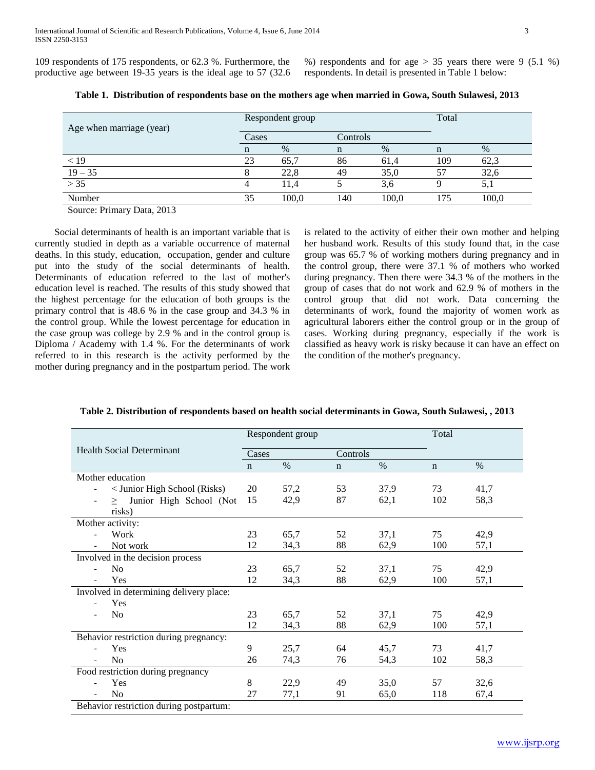109 respondents of 175 respondents, or 62.3 %. Furthermore, the productive age between 19-35 years is the ideal age to 57 (32.6 %) respondents and for age > 35 years there were 9 (5.1 %) respondents. In detail is presented in Table 1 below:

**Table 1. Distribution of respondents base on the mothers age when married in Gowa, South Sulawesi, 2013**

| Age when marriage (year) | Respondent group | | | | Total | |
|---|---|---|---|---|---|---|
| | Cases | | Controls | | | |
| | n | % | n | % | n | % |
| < 19 | 23 | 65,7 | 86 | 61,4 | 109 | 62,3 |
| 19 – 35 | 8 | 22,8 | 49 | 35,0 | 57 | 32,6 |
| > 35 | 4 | 11,4 | 5 | 3,6 | 9 | 5,1 |
| Number | 35 | 100,0 | 140 | 100,0 | 175 | 100,0 |

Source: Primary Data, 2013

Social determinants of health is an important variable that is currently studied in depth as a variable occurrence of maternal deaths. In this study, education, occupation, gender and culture put into the study of the social determinants of health. Determinants of education referred to the last of mother's education level is reached. The results of this study showed that the highest percentage for the education of both groups is the primary control that is 48.6 % in the case group and 34.3 % in the control group. While the lowest percentage for education in the case group was college by 2.9 % and in the control group is Diploma / Academy with 1.4 %. For the determinants of work referred to in this research is the activity performed by the mother during pregnancy and in the postpartum period. The work is related to the activity of either their own mother and helping her husband work. Results of this study found that, in the case group was 65.7 % of working mothers during pregnancy and in the control group, there were 37.1 % of mothers who worked during pregnancy. Then there were 34.3 % of the mothers in the group of cases that do not work and 62.9 % of mothers in the control group that did not work. Data concerning the determinants of work, found the majority of women work as agricultural laborers either the control group or in the group of cases. Working during pregnancy, especially if the work is classified as heavy work is risky because it can have an effect on the condition of the mother's pregnancy.

**Table 2. Distribution of respondents based on health social determinants in Gowa, South Sulawesi, , 2013**

| Health Social Determinant | Respondent group | | | | Total | |
|---|---|---|---|---|---|---|
| | Cases | | Controls | | | |
| | n | % | n | % | n | % |
| Mother education | | | | | | |
| - < Junior High School (Risks) | 20 | 57,2 | 53 | 37,9 | 73 | 41,7 |
| - ≥ Junior High School (Not risks) | 15 | 42,9 | 87 | 62,1 | 102 | 58,3 |
| Mother activity: | | | | | | |
| - Work | 23 | 65,7 | 52 | 37,1 | 75 | 42,9 |
| - Not work | 12 | 34,3 | 88 | 62,9 | 100 | 57,1 |
| Involved in the decision process | | | | | | |
| - No | 23 | 65,7 | 52 | 37,1 | 75 | 42,9 |
| - Yes | 12 | 34,3 | 88 | 62,9 | 100 | 57,1 |
| Involved in determining delivery place: | | | | | | |
| - Yes | | | | | | |
| - No | 23 | 65,7 | 52 | 37,1 | 75 | 42,9 |
| | 12 | 34,3 | 88 | 62,9 | 100 | 57,1 |
| Behavior restriction during pregnancy: | | | | | | |
| - Yes | 9 | 25,7 | 64 | 45,7 | 73 | 41,7 |
| - No | 26 | 74,3 | 76 | 54,3 | 102 | 58,3 |
| Food restriction during pregnancy | | | | | | |
| - Yes | 8 | 22,9 | 49 | 35,0 | 57 | 32,6 |
| - No | 27 | 77,1 | 91 | 65,0 | 118 | 67,4 |
| Behavior restriction during postpartum: | | | | | | |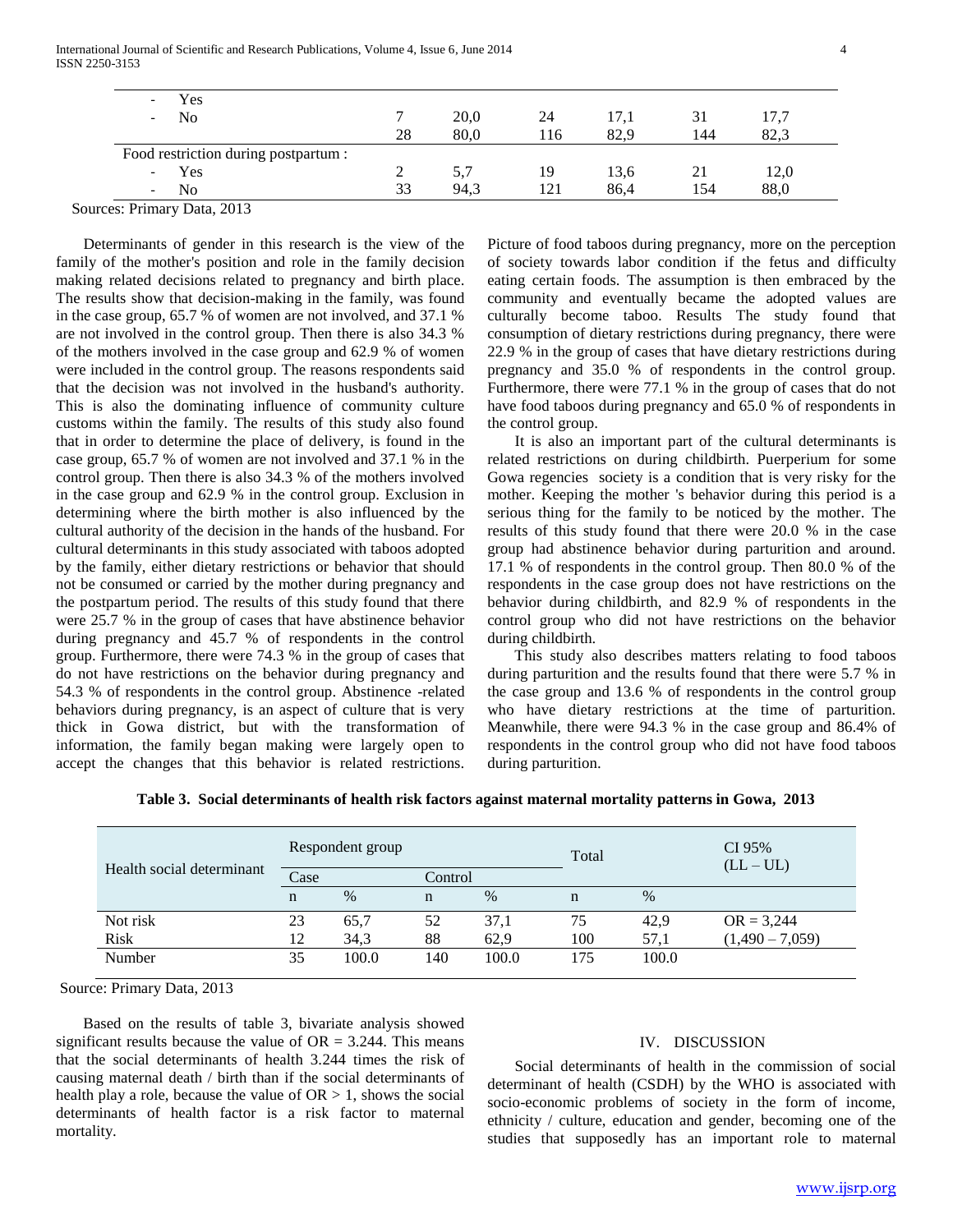|  |  |  |  |  |  |  |
|---|---|---|---|---|---|---|
| - Yes | 7 | 20,0 | 24 | 17,1 | 31 | 17,7 |
| - No | 28 | 80,0 | 116 | 82,9 | 144 | 82,3 |
| Food restriction during postpartum : |  |  |  |  |  |  |
| - Yes | 2 | 5,7 | 19 | 13,6 | 21 | 12,0 |
| - No | 33 | 94,3 | 121 | 86,4 | 154 | 88,0 |

Sources: Primary Data, 2013

Determinants of gender in this research is the view of the family of the mother's position and role in the family decision making related decisions related to pregnancy and birth place. The results show that decision-making in the family, was found in the case group, 65.7 % of women are not involved, and 37.1 % are not involved in the control group. Then there is also 34.3 % of the mothers involved in the case group and 62.9 % of women were included in the control group. The reasons respondents said that the decision was not involved in the husband's authority. This is also the dominating influence of community culture customs within the family. The results of this study also found that in order to determine the place of delivery, is found in the case group, 65.7 % of women are not involved and 37.1 % in the control group. Then there is also 34.3 % of the mothers involved in the case group and 62.9 % in the control group. Exclusion in determining where the birth mother is also influenced by the cultural authority of the decision in the hands of the husband. For cultural determinants in this study associated with taboos adopted by the family, either dietary restrictions or behavior that should not be consumed or carried by the mother during pregnancy and the postpartum period. The results of this study found that there were 25.7 % in the group of cases that have abstinence behavior during pregnancy and 45.7 % of respondents in the control group. Furthermore, there were 74.3 % in the group of cases that do not have restrictions on the behavior during pregnancy and 54.3 % of respondents in the control group. Abstinence -related behaviors during pregnancy, is an aspect of culture that is very thick in Gowa district, but with the transformation of information, the family began making were largely open to accept the changes that this behavior is related restrictions. Picture of food taboos during pregnancy, more on the perception of society towards labor condition if the fetus and difficulty eating certain foods. The assumption is then embraced by the community and eventually became the adopted values are culturally become taboo. Results The study found that consumption of dietary restrictions during pregnancy, there were 22.9 % in the group of cases that have dietary restrictions during pregnancy and 35.0 % of respondents in the control group. Furthermore, there were 77.1 % in the group of cases that do not have food taboos during pregnancy and 65.0 % of respondents in the control group.

It is also an important part of the cultural determinants is related restrictions on during childbirth. Puerperium for some Gowa regencies society is a condition that is very risky for the mother. Keeping the mother 's behavior during this period is a serious thing for the family to be noticed by the mother. The results of this study found that there were 20.0 % in the case group had abstinence behavior during parturition and around. 17.1 % of respondents in the control group. Then 80.0 % of the respondents in the case group does not have restrictions on the behavior during childbirth, and 82.9 % of respondents in the control group who did not have restrictions on the behavior during childbirth.

This study also describes matters relating to food taboos during parturition and the results found that there were 5.7 % in the case group and 13.6 % of respondents in the control group who have dietary restrictions at the time of parturition. Meanwhile, there were 94.3 % in the case group and 86.4% of respondents in the control group who did not have food taboos during parturition.

**Table 3. Social determinants of health risk factors against maternal mortality patterns in Gowa, 2013**

| Health social determinant | Respondent group | | | | Total | | CI 95% (LL – UL) |
|---|---|---|---|---|---|---|---|
| | Case | | Control | | | | |
| | n | % | n | % | n | % | |
| Not risk | 23 | 65,7 | 52 | 37,1 | 75 | 42,9 | OR = 3,244 |
| Risk | 12 | 34,3 | 88 | 62,9 | 100 | 57,1 | (1,490 – 7,059) |
| Number | 35 | 100.0 | 140 | 100.0 | 175 | 100.0 | |

Source: Primary Data, 2013

Based on the results of table 3, bivariate analysis showed significant results because the value of OR = 3.244. This means that the social determinants of health 3.244 times the risk of causing maternal death / birth than if the social determinants of health play a role, because the value of OR > 1, shows the social determinants of health factor is a risk factor to maternal mortality.

## IV. DISCUSSION

Social determinants of health in the commission of social determinant of health (CSDH) by the WHO is associated with socio-economic problems of society in the form of income, ethnicity / culture, education and gender, becoming one of the studies that supposedly has an important role to maternal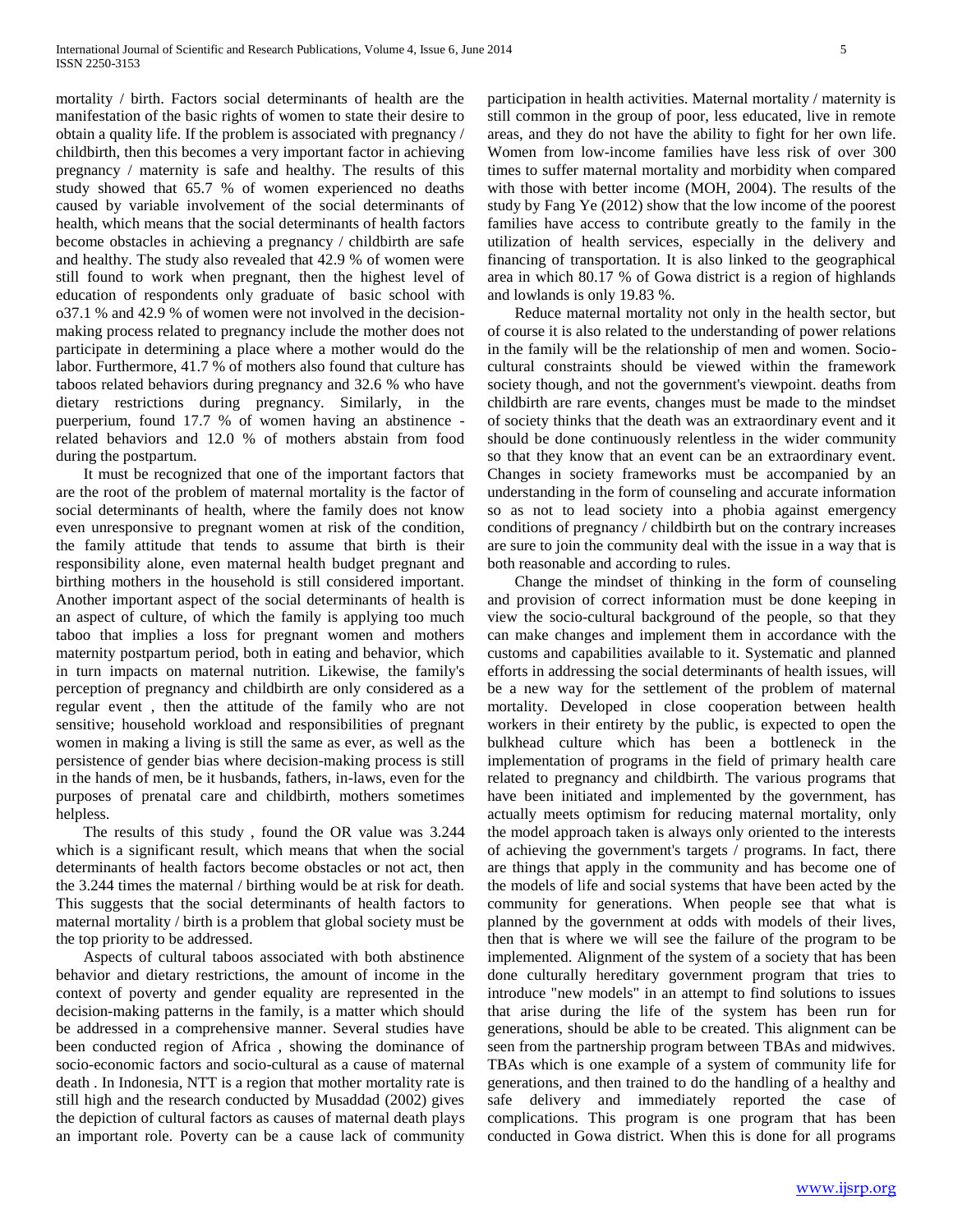mortality / birth. Factors social determinants of health are the manifestation of the basic rights of women to state their desire to obtain a quality life. If the problem is associated with pregnancy / childbirth, then this becomes a very important factor in achieving pregnancy / maternity is safe and healthy. The results of this study showed that 65.7 % of women experienced no deaths caused by variable involvement of the social determinants of health, which means that the social determinants of health factors become obstacles in achieving a pregnancy / childbirth are safe and healthy. The study also revealed that 42.9 % of women were still found to work when pregnant, then the highest level of education of respondents only graduate of basic school with o37.1 % and 42.9 % of women were not involved in the decision-making process related to pregnancy include the mother does not participate in determining a place where a mother would do the labor. Furthermore, 41.7 % of mothers also found that culture has taboos related behaviors during pregnancy and 32.6 % who have dietary restrictions during pregnancy. Similarly, in the puerperium, found 17.7 % of women having an abstinence - related behaviors and 12.0 % of mothers abstain from food during the postpartum.

It must be recognized that one of the important factors that are the root of the problem of maternal mortality is the factor of social determinants of health, where the family does not know even unresponsive to pregnant women at risk of the condition, the family attitude that tends to assume that birth is their responsibility alone, even maternal health budget pregnant and birthing mothers in the household is still considered important. Another important aspect of the social determinants of health is an aspect of culture, of which the family is applying too much taboo that implies a loss for pregnant women and mothers maternity postpartum period, both in eating and behavior, which in turn impacts on maternal nutrition. Likewise, the family's perception of pregnancy and childbirth are only considered as a regular event , then the attitude of the family who are not sensitive; household workload and responsibilities of pregnant women in making a living is still the same as ever, as well as the persistence of gender bias where decision-making process is still in the hands of men, be it husbands, fathers, in-laws, even for the purposes of prenatal care and childbirth, mothers sometimes helpless.

The results of this study , found the OR value was 3.244 which is a significant result, which means that when the social determinants of health factors become obstacles or not act, then the 3.244 times the maternal / birthing would be at risk for death. This suggests that the social determinants of health factors to maternal mortality / birth is a problem that global society must be the top priority to be addressed.

Aspects of cultural taboos associated with both abstinence behavior and dietary restrictions, the amount of income in the context of poverty and gender equality are represented in the decision-making patterns in the family, is a matter which should be addressed in a comprehensive manner. Several studies have been conducted region of Africa , showing the dominance of socio-economic factors and socio-cultural as a cause of maternal death . In Indonesia, NTT is a region that mother mortality rate is still high and the research conducted by Musaddad (2002) gives the depiction of cultural factors as causes of maternal death plays an important role. Poverty can be a cause lack of community participation in health activities. Maternal mortality / maternity is still common in the group of poor, less educated, live in remote areas, and they do not have the ability to fight for her own life. Women from low-income families have less risk of over 300 times to suffer maternal mortality and morbidity when compared with those with better income (MOH, 2004). The results of the study by Fang Ye (2012) show that the low income of the poorest families have access to contribute greatly to the family in the utilization of health services, especially in the delivery and financing of transportation. It is also linked to the geographical area in which 80.17 % of Gowa district is a region of highlands and lowlands is only 19.83 %.

Reduce maternal mortality not only in the health sector, but of course it is also related to the understanding of power relations in the family will be the relationship of men and women. Socio-cultural constraints should be viewed within the framework society though, and not the government's viewpoint. deaths from childbirth are rare events, changes must be made to the mindset of society thinks that the death was an extraordinary event and it should be done continuously relentless in the wider community so that they know that an event can be an extraordinary event. Changes in society frameworks must be accompanied by an understanding in the form of counseling and accurate information so as not to lead society into a phobia against emergency conditions of pregnancy / childbirth but on the contrary increases are sure to join the community deal with the issue in a way that is both reasonable and according to rules.

Change the mindset of thinking in the form of counseling and provision of correct information must be done keeping in view the socio-cultural background of the people, so that they can make changes and implement them in accordance with the customs and capabilities available to it. Systematic and planned efforts in addressing the social determinants of health issues, will be a new way for the settlement of the problem of maternal mortality. Developed in close cooperation between health workers in their entirety by the public, is expected to open the bulkhead culture which has been a bottleneck in the implementation of programs in the field of primary health care related to pregnancy and childbirth. The various programs that have been initiated and implemented by the government, has actually meets optimism for reducing maternal mortality, only the model approach taken is always only oriented to the interests of achieving the government's targets / programs. In fact, there are things that apply in the community and has become one of the models of life and social systems that have been acted by the community for generations. When people see that what is planned by the government at odds with models of their lives, then that is where we will see the failure of the program to be implemented. Alignment of the system of a society that has been done culturally hereditary government program that tries to introduce "new models" in an attempt to find solutions to issues that arise during the life of the system has been run for generations, should be able to be created. This alignment can be seen from the partnership program between TBAs and midwives. TBAs which is one example of a system of community life for generations, and then trained to do the handling of a healthy and safe delivery and immediately reported the case of complications. This program is one program that has been conducted in Gowa district. When this is done for all programs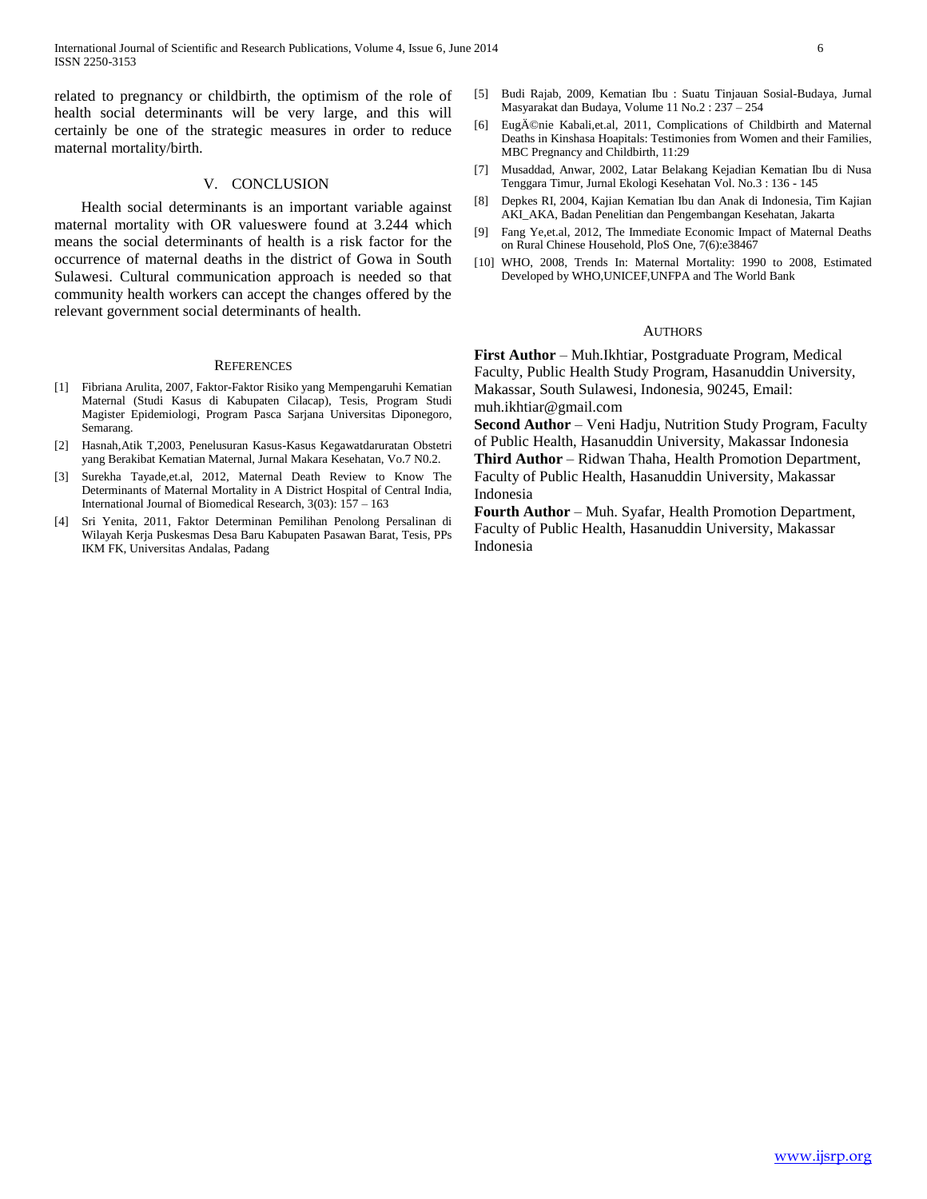related to pregnancy or childbirth, the optimism of the role of health social determinants will be very large, and this will certainly be one of the strategic measures in order to reduce maternal mortality/birth.

## V. CONCLUSION

Health social determinants is an important variable against maternal mortality with OR valueswere found at 3.244 which means the social determinants of health is a risk factor for the occurrence of maternal deaths in the district of Gowa in South Sulawesi. Cultural communication approach is needed so that community health workers can accept the changes offered by the relevant government social determinants of health.

## REFERENCES

[1] Fibriana Arulita, 2007, Faktor-Faktor Risiko yang Mempengaruhi Kematian Maternal (Studi Kasus di Kabupaten Cilacap), Tesis, Program Studi Magister Epidemiologi, Program Pasca Sarjana Universitas Diponegoro, Semarang.

[2] Hasnah,Atik T,2003, Penelusuran Kasus-Kasus Kegawatdaruratan Obstetri yang Berakibat Kematian Maternal, Jurnal Makara Kesehatan, Vo.7 N0.2.

[3] Surekha Tayade,et.al, 2012, Maternal Death Review to Know The Determinants of Maternal Mortality in A District Hospital of Central India, International Journal of Biomedical Research, 3(03): 157 – 163

[4] Sri Yenita, 2011, Faktor Determinan Pemilihan Penolong Persalinan di Wilayah Kerja Puskesmas Desa Baru Kabupaten Pasawan Barat, Tesis, PPs IKM FK, Universitas Andalas, Padang

[5] Budi Rajab, 2009, Kematian Ibu : Suatu Tinjauan Sosial-Budaya, Jurnal Masyarakat dan Budaya, Volume 11 No.2 : 237 – 254

[6] EugÃ©nie Kabali,et.al, 2011, Complications of Childbirth and Maternal Deaths in Kinshasa Hoapitals: Testimonies from Women and their Families, MBC Pregnancy and Childbirth, 11:29

[7] Musaddad, Anwar, 2002, Latar Belakang Kejadian Kematian Ibu di Nusa Tenggara Timur, Jurnal Ekologi Kesehatan Vol. No.3 : 136 - 145

[8] Depkes RI, 2004, Kajian Kematian Ibu dan Anak di Indonesia, Tim Kajian AKI_AKA, Badan Penelitian dan Pengembangan Kesehatan, Jakarta

[9] Fang Ye,et.al, 2012, The Immediate Economic Impact of Maternal Deaths on Rural Chinese Household, PloS One, 7(6):e38467

[10] WHO, 2008, Trends In: Maternal Mortality: 1990 to 2008, Estimated Developed by WHO,UNICEF,UNFPA and The World Bank

## AUTHORS

**First Author** – Muh.Ikhtiar, Postgraduate Program, Medical Faculty, Public Health Study Program, Hasanuddin University, Makassar, South Sulawesi, Indonesia, 90245, Email: muh.ikhtiar@gmail.com

**Second Author** – Veni Hadju, Nutrition Study Program, Faculty of Public Health, Hasanuddin University, Makassar Indonesia

**Third Author** – Ridwan Thaha, Health Promotion Department, Faculty of Public Health, Hasanuddin University, Makassar Indonesia

**Fourth Author** – Muh. Syafar, Health Promotion Department, Faculty of Public Health, Hasanuddin University, Makassar Indonesia